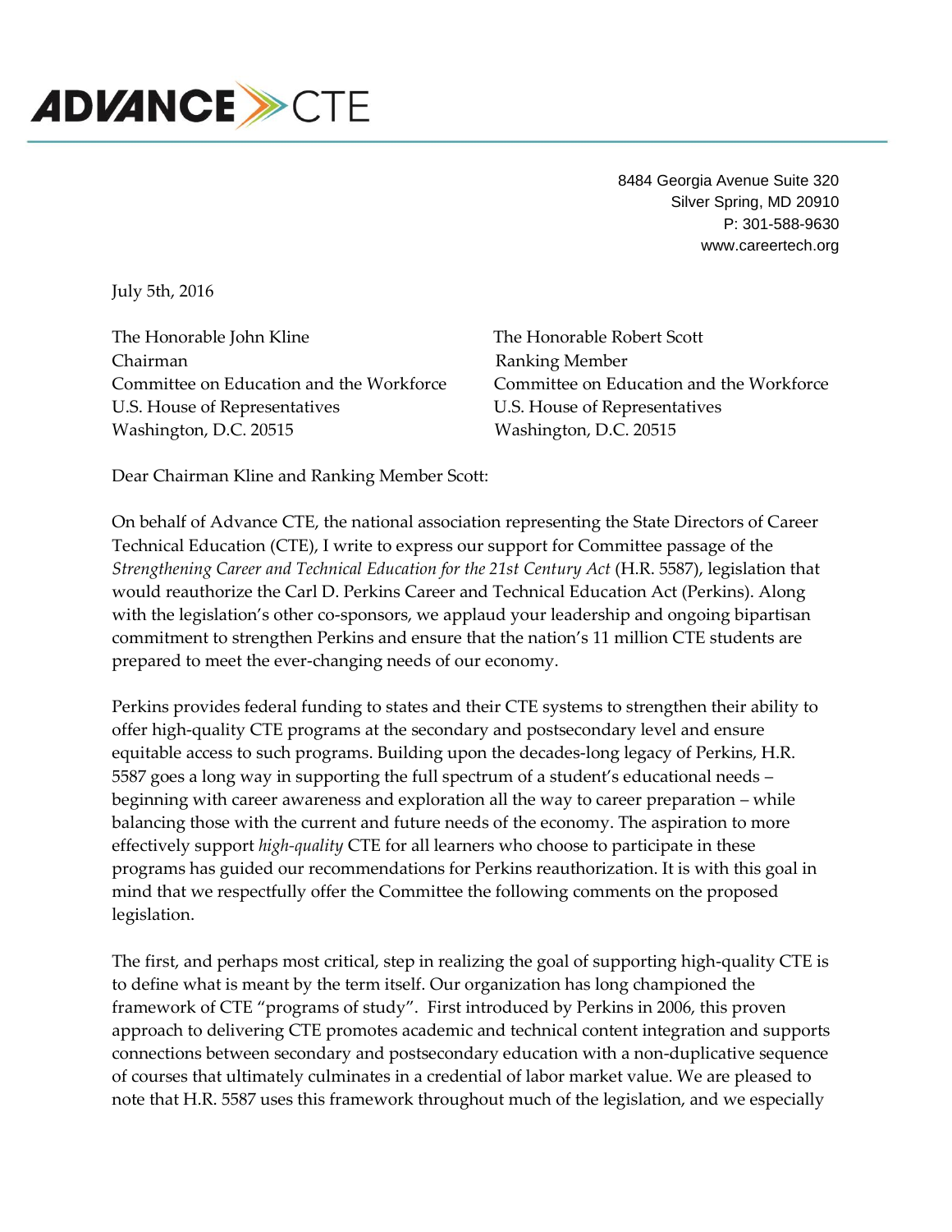ADVANCE CTE

8484 Georgia Avenue Suite 320
Silver Spring, MD 20910
P: 301-588-9630
www.careertech.org

July 5th, 2016

The Honorable John Kline
Chairman
Committee on Education and the Workforce
U.S. House of Representatives
Washington, D.C. 20515

The Honorable Robert Scott
Ranking Member
Committee on Education and the Workforce
U.S. House of Representatives
Washington, D.C. 20515

Dear Chairman Kline and Ranking Member Scott:

On behalf of Advance CTE, the national association representing the State Directors of Career Technical Education (CTE), I write to express our support for Committee passage of the *Strengthening Career and Technical Education for the 21st Century Act* (H.R. 5587), legislation that would reauthorize the Carl D. Perkins Career and Technical Education Act (Perkins). Along with the legislation's other co-sponsors, we applaud your leadership and ongoing bipartisan commitment to strengthen Perkins and ensure that the nation's 11 million CTE students are prepared to meet the ever-changing needs of our economy.

Perkins provides federal funding to states and their CTE systems to strengthen their ability to offer high-quality CTE programs at the secondary and postsecondary level and ensure equitable access to such programs. Building upon the decades-long legacy of Perkins, H.R. 5587 goes a long way in supporting the full spectrum of a student's educational needs – beginning with career awareness and exploration all the way to career preparation – while balancing those with the current and future needs of the economy. The aspiration to more effectively support *high-quality* CTE for all learners who choose to participate in these programs has guided our recommendations for Perkins reauthorization. It is with this goal in mind that we respectfully offer the Committee the following comments on the proposed legislation.

The first, and perhaps most critical, step in realizing the goal of supporting high-quality CTE is to define what is meant by the term itself. Our organization has long championed the framework of CTE "programs of study". First introduced by Perkins in 2006, this proven approach to delivering CTE promotes academic and technical content integration and supports connections between secondary and postsecondary education with a non-duplicative sequence of courses that ultimately culminates in a credential of labor market value. We are pleased to note that H.R. 5587 uses this framework throughout much of the legislation, and we especially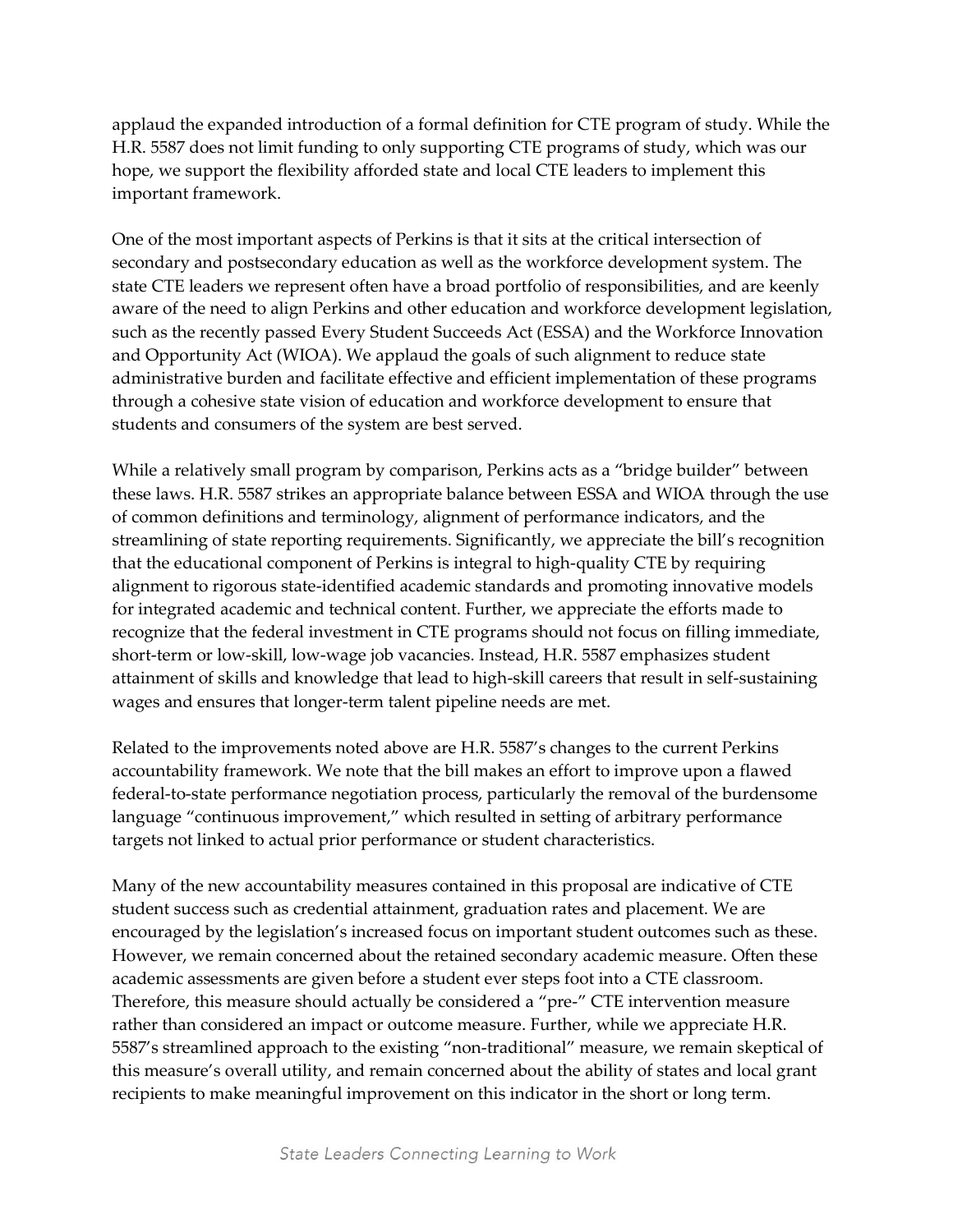applaud the expanded introduction of a formal definition for CTE program of study. While the H.R. 5587 does not limit funding to only supporting CTE programs of study, which was our hope, we support the flexibility afforded state and local CTE leaders to implement this important framework.

One of the most important aspects of Perkins is that it sits at the critical intersection of secondary and postsecondary education as well as the workforce development system. The state CTE leaders we represent often have a broad portfolio of responsibilities, and are keenly aware of the need to align Perkins and other education and workforce development legislation, such as the recently passed Every Student Succeeds Act (ESSA) and the Workforce Innovation and Opportunity Act (WIOA). We applaud the goals of such alignment to reduce state administrative burden and facilitate effective and efficient implementation of these programs through a cohesive state vision of education and workforce development to ensure that students and consumers of the system are best served.

While a relatively small program by comparison, Perkins acts as a "bridge builder" between these laws. H.R. 5587 strikes an appropriate balance between ESSA and WIOA through the use of common definitions and terminology, alignment of performance indicators, and the streamlining of state reporting requirements. Significantly, we appreciate the bill's recognition that the educational component of Perkins is integral to high-quality CTE by requiring alignment to rigorous state-identified academic standards and promoting innovative models for integrated academic and technical content. Further, we appreciate the efforts made to recognize that the federal investment in CTE programs should not focus on filling immediate, short-term or low-skill, low-wage job vacancies. Instead, H.R. 5587 emphasizes student attainment of skills and knowledge that lead to high-skill careers that result in self-sustaining wages and ensures that longer-term talent pipeline needs are met.

Related to the improvements noted above are H.R. 5587's changes to the current Perkins accountability framework. We note that the bill makes an effort to improve upon a flawed federal-to-state performance negotiation process, particularly the removal of the burdensome language "continuous improvement," which resulted in setting of arbitrary performance targets not linked to actual prior performance or student characteristics.

Many of the new accountability measures contained in this proposal are indicative of CTE student success such as credential attainment, graduation rates and placement. We are encouraged by the legislation's increased focus on important student outcomes such as these. However, we remain concerned about the retained secondary academic measure. Often these academic assessments are given before a student ever steps foot into a CTE classroom. Therefore, this measure should actually be considered a "pre-" CTE intervention measure rather than considered an impact or outcome measure. Further, while we appreciate H.R. 5587's streamlined approach to the existing "non-traditional" measure, we remain skeptical of this measure's overall utility, and remain concerned about the ability of states and local grant recipients to make meaningful improvement on this indicator in the short or long term.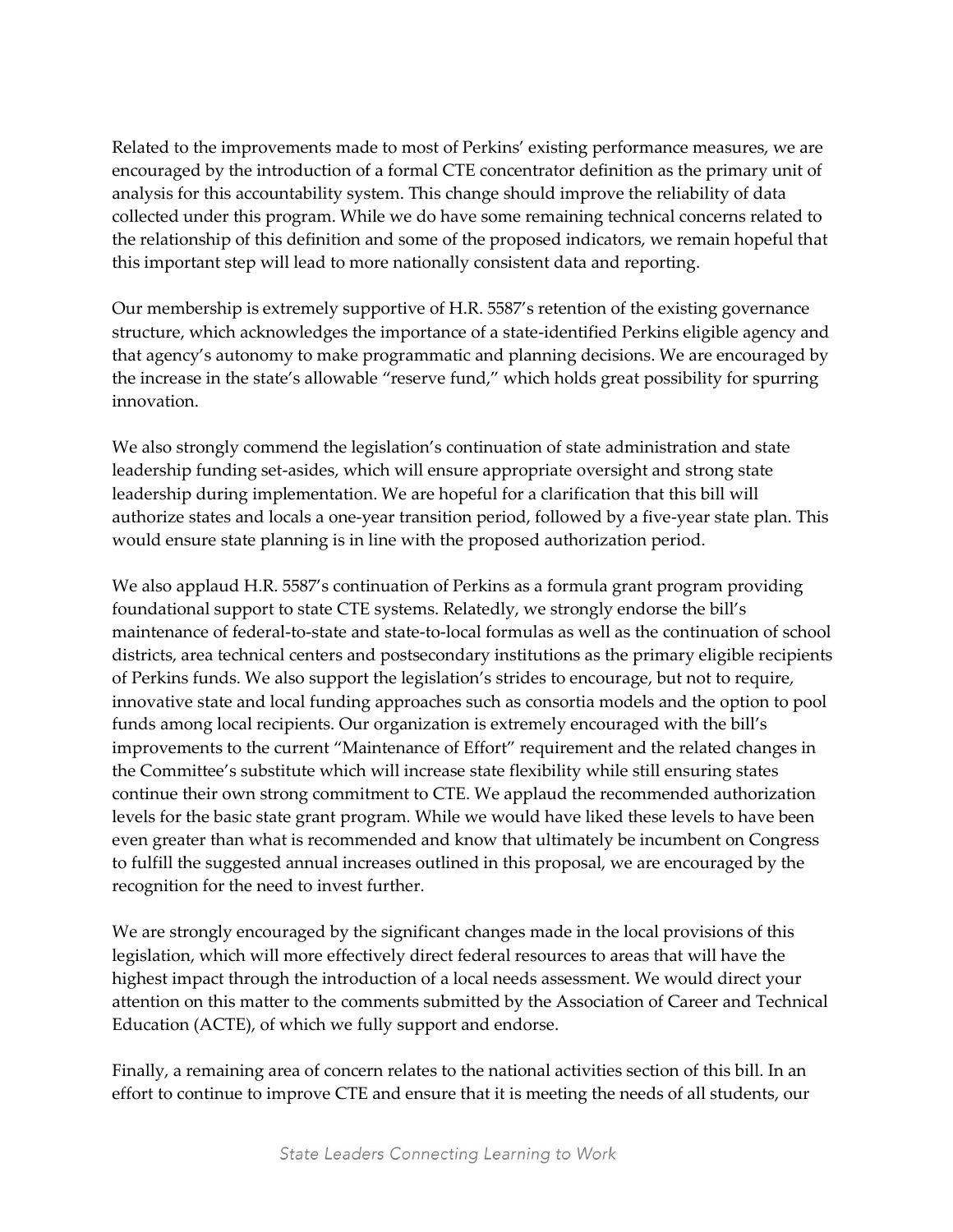Related to the improvements made to most of Perkins' existing performance measures, we are encouraged by the introduction of a formal CTE concentrator definition as the primary unit of analysis for this accountability system. This change should improve the reliability of data collected under this program. While we do have some remaining technical concerns related to the relationship of this definition and some of the proposed indicators, we remain hopeful that this important step will lead to more nationally consistent data and reporting.

Our membership is extremely supportive of H.R. 5587's retention of the existing governance structure, which acknowledges the importance of a state-identified Perkins eligible agency and that agency's autonomy to make programmatic and planning decisions. We are encouraged by the increase in the state's allowable "reserve fund," which holds great possibility for spurring innovation.

We also strongly commend the legislation's continuation of state administration and state leadership funding set-asides, which will ensure appropriate oversight and strong state leadership during implementation. We are hopeful for a clarification that this bill will authorize states and locals a one-year transition period, followed by a five-year state plan. This would ensure state planning is in line with the proposed authorization period.

We also applaud H.R. 5587's continuation of Perkins as a formula grant program providing foundational support to state CTE systems. Relatedly, we strongly endorse the bill's maintenance of federal-to-state and state-to-local formulas as well as the continuation of school districts, area technical centers and postsecondary institutions as the primary eligible recipients of Perkins funds. We also support the legislation's strides to encourage, but not to require, innovative state and local funding approaches such as consortia models and the option to pool funds among local recipients. Our organization is extremely encouraged with the bill's improvements to the current "Maintenance of Effort" requirement and the related changes in the Committee's substitute which will increase state flexibility while still ensuring states continue their own strong commitment to CTE. We applaud the recommended authorization levels for the basic state grant program. While we would have liked these levels to have been even greater than what is recommended and know that ultimately be incumbent on Congress to fulfill the suggested annual increases outlined in this proposal, we are encouraged by the recognition for the need to invest further.

We are strongly encouraged by the significant changes made in the local provisions of this legislation, which will more effectively direct federal resources to areas that will have the highest impact through the introduction of a local needs assessment. We would direct your attention on this matter to the comments submitted by the Association of Career and Technical Education (ACTE), of which we fully support and endorse.

Finally, a remaining area of concern relates to the national activities section of this bill. In an effort to continue to improve CTE and ensure that it is meeting the needs of all students, our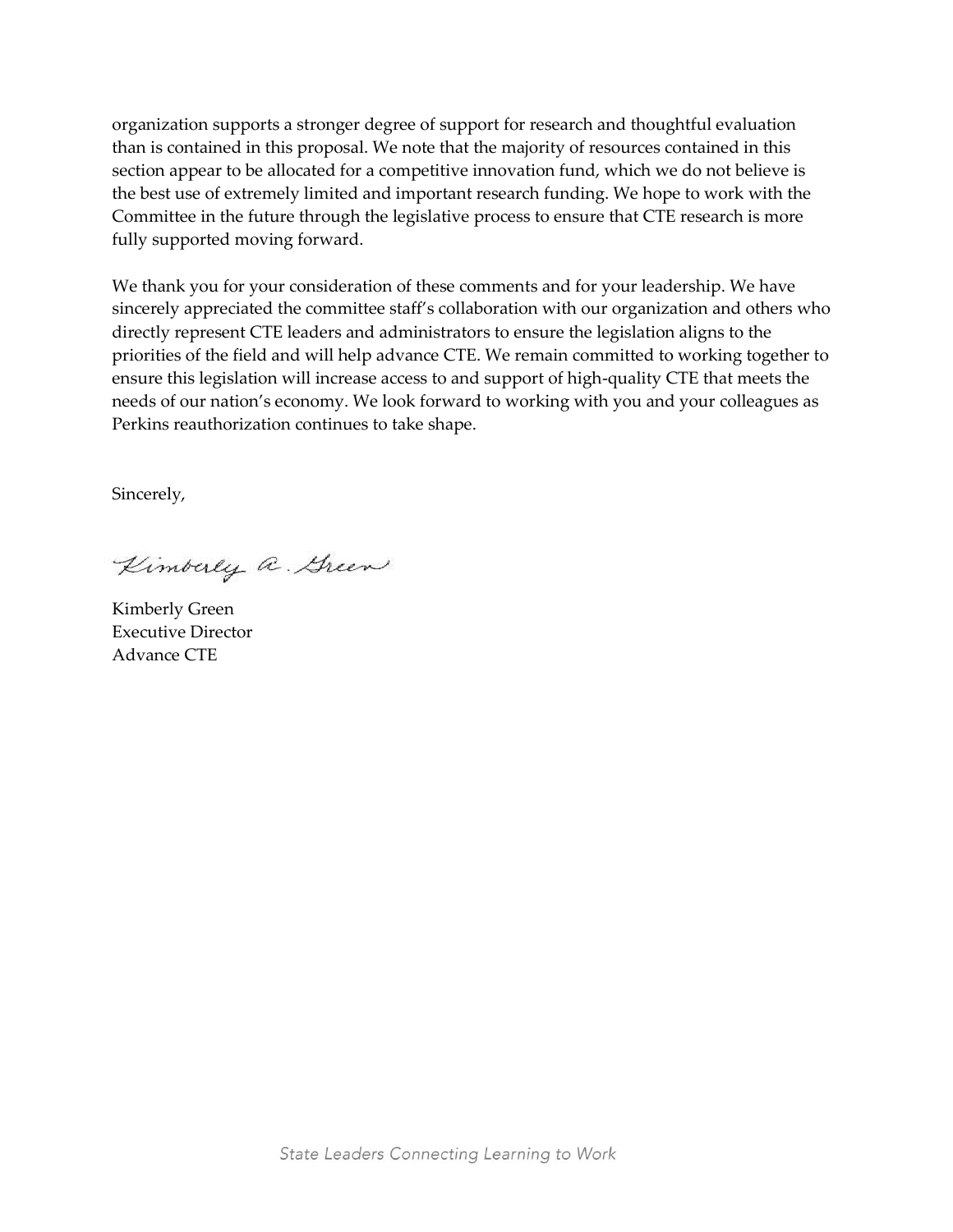organization supports a stronger degree of support for research and thoughtful evaluation than is contained in this proposal. We note that the majority of resources contained in this section appear to be allocated for a competitive innovation fund, which we do not believe is the best use of extremely limited and important research funding. We hope to work with the Committee in the future through the legislative process to ensure that CTE research is more fully supported moving forward.

We thank you for your consideration of these comments and for your leadership. We have sincerely appreciated the committee staff's collaboration with our organization and others who directly represent CTE leaders and administrators to ensure the legislation aligns to the priorities of the field and will help advance CTE. We remain committed to working together to ensure this legislation will increase access to and support of high-quality CTE that meets the needs of our nation's economy. We look forward to working with you and your colleagues as Perkins reauthorization continues to take shape.

Sincerely,

Kimberly A. Green

Kimberly Green
Executive Director
Advance CTE